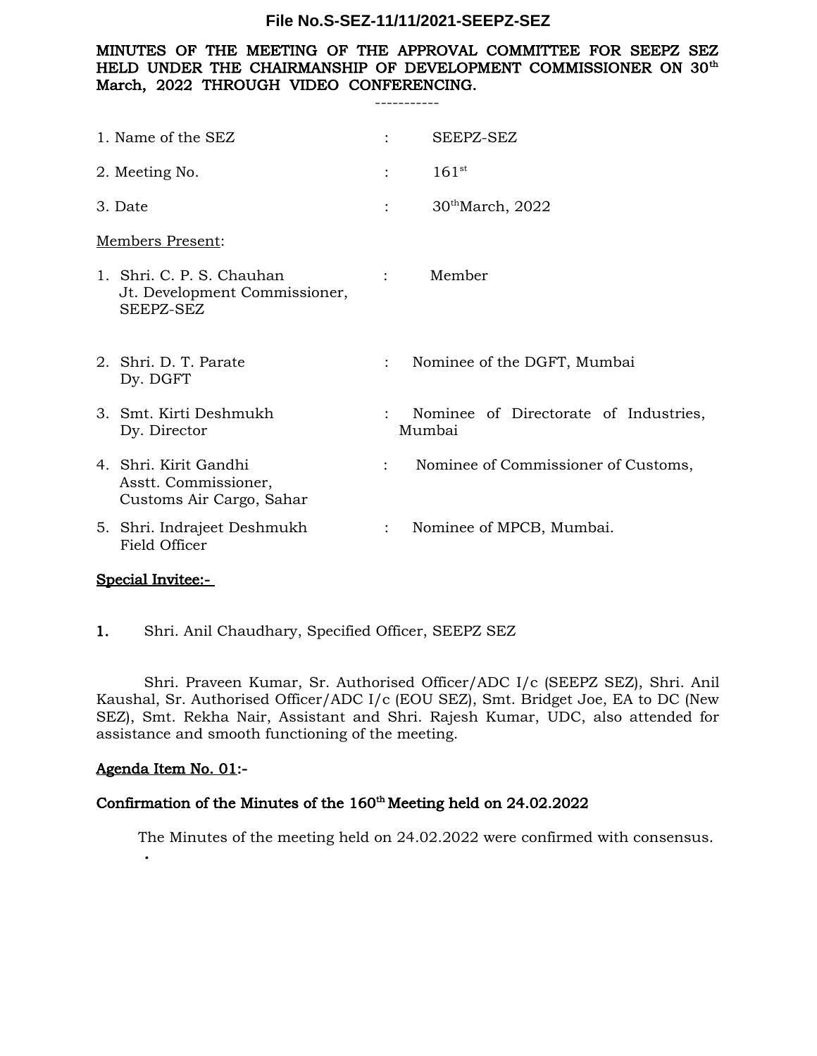**File No.S-SEZ-11/11/2021-SEEPZ-SEZ**

**MINUTES OF THE MEETING OF THE APPROVAL COMMITTEE FOR SEEPZ SEZ HELD UNDER THE CHAIRMANSHIP OF DEVELOPMENT COMMISSIONER ON 30th March, 2022 THROUGH VIDEO CONFERENCING.**

-----------

1. Name of the SEZ : SEEPZ-SEZ

2. Meeting No. : 161st

3. Date : 30th March, 2022

Members Present:

1. Shri. C. P. S. Chauhan, Jt. Development Commissioner, SEEPZ-SEZ : Member

2. Shri. D. T. Parate, Dy. DGFT : Nominee of the DGFT, Mumbai

3. Smt. Kirti Deshmukh, Dy. Director : Nominee of Directorate of Industries, Mumbai

4. Shri. Kirit Gandhi, Asstt. Commissioner, Customs Air Cargo, Sahar : Nominee of Commissioner of Customs,

5. Shri. Indrajeet Deshmukh, Field Officer : Nominee of MPCB, Mumbai.

**Special Invitee:-**

1. Shri. Anil Chaudhary, Specified Officer, SEEPZ SEZ

Shri. Praveen Kumar, Sr. Authorised Officer/ADC I/c (SEEPZ SEZ), Shri. Anil Kaushal, Sr. Authorised Officer/ADC I/c (EOU SEZ), Smt. Bridget Joe, EA to DC (New SEZ), Smt. Rekha Nair, Assistant and Shri. Rajesh Kumar, UDC, also attended for assistance and smooth functioning of the meeting.

**Agenda Item No. 01:-**

**Confirmation of the Minutes of the 160th Meeting held on 24.02.2022**

The Minutes of the meeting held on 24.02.2022 were confirmed with consensus.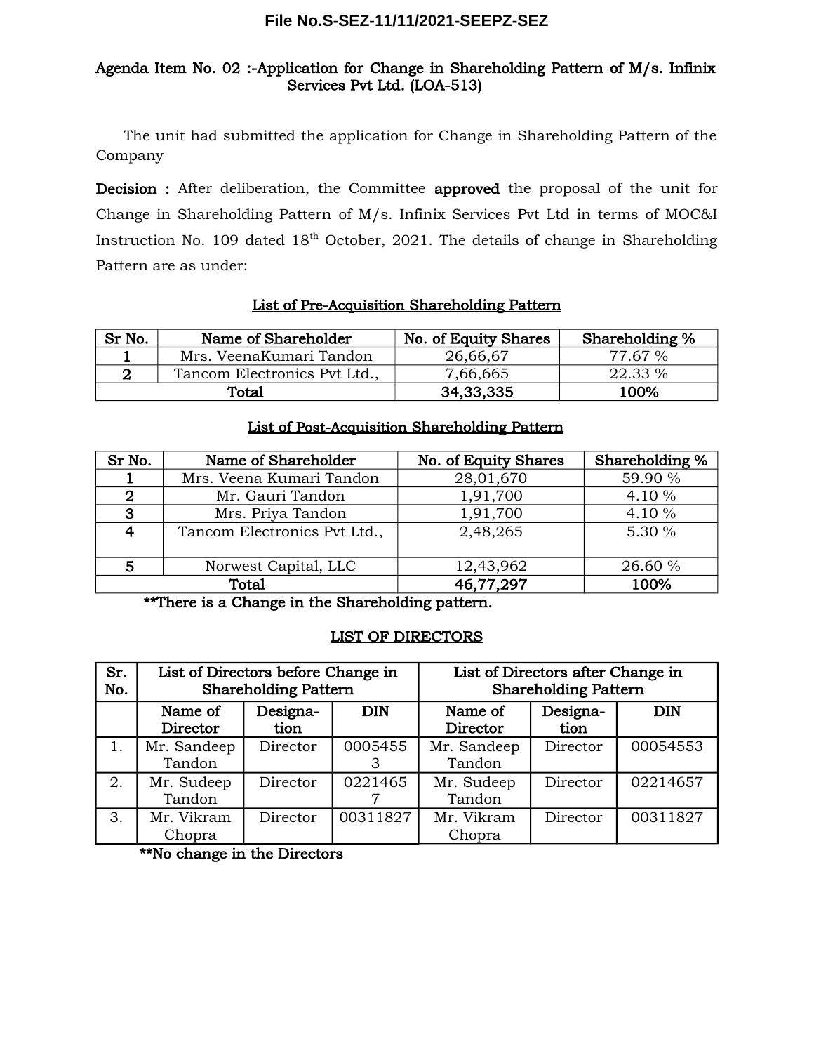File No.S-SEZ-11/11/2021-SEEPZ-SEZ

**Agenda Item No. 02 :-Application for Change in Shareholding Pattern of M/s. Infinix Services Pvt Ltd. (LOA-513)**

The unit had submitted the application for Change in Shareholding Pattern of the Company

**Decision :** After deliberation, the Committee **approved** the proposal of the unit for Change in Shareholding Pattern of M/s. Infinix Services Pvt Ltd in terms of MOC&I Instruction No. 109 dated 18th October, 2021. The details of change in Shareholding Pattern are as under:

**List of Pre-Acquisition Shareholding Pattern**

| Sr No. | Name of Shareholder | No. of Equity Shares | Shareholding % |
|---|---|---|---|
| 1 | Mrs. VeenaKumari Tandon | 26,66,67 | 77.67 % |
| 2 | Tancom Electronics Pvt Ltd., | 7,66,665 | 22.33 % |
| | **Total** | **34,33,335** | **100%** |

**List of Post-Acquisition Shareholding Pattern**

| Sr No. | Name of Shareholder | No. of Equity Shares | Shareholding % |
|---|---|---|---|
| 1 | Mrs. Veena Kumari Tandon | 28,01,670 | 59.90 % |
| 2 | Mr. Gauri Tandon | 1,91,700 | 4.10 % |
| 3 | Mrs. Priya Tandon | 1,91,700 | 4.10 % |
| 4 | Tancom Electronics Pvt Ltd., | 2,48,265 | 5.30 % |
| 5 | Norwest Capital, LLC | 12,43,962 | 26.60 % |
| | **Total** | **46,77,297** | **100%** |

**There is a Change in the Shareholding pattern.**

**LIST OF DIRECTORS**

| Sr. No. | List of Directors before Change in Shareholding Pattern | | | List of Directors after Change in Shareholding Pattern | | |
|---|---|---|---|---|---|---|
| | Name of Director | Designation | DIN | Name of Director | Designation | DIN |
| 1. | Mr. Sandeep Tandon | Director | 00054553 | Mr. Sandeep Tandon | Director | 00054553 |
| 2. | Mr. Sudeep Tandon | Director | 02214657 | Mr. Sudeep Tandon | Director | 02214657 |
| 3. | Mr. Vikram Chopra | Director | 00311827 | Mr. Vikram Chopra | Director | 00311827 |

**No change in the Directors**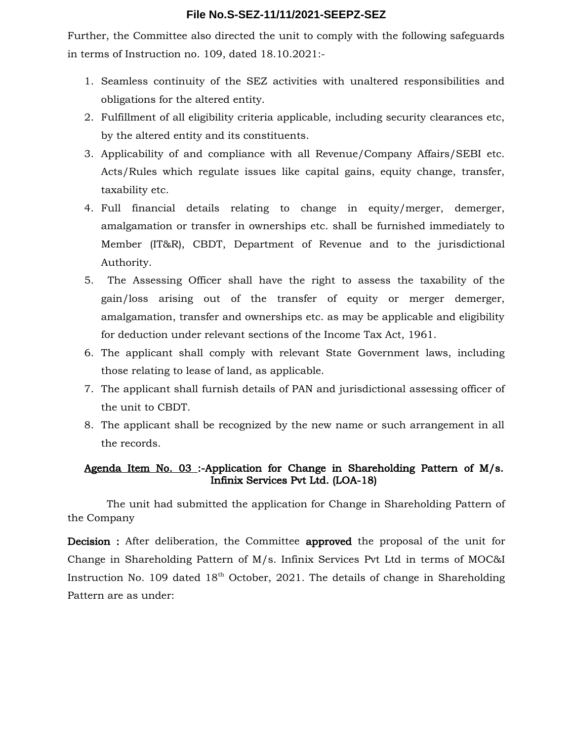Further, the Committee also directed the unit to comply with the following safeguards in terms of Instruction no. 109, dated 18.10.2021:-

1. Seamless continuity of the SEZ activities with unaltered responsibilities and obligations for the altered entity.
2. Fulfillment of all eligibility criteria applicable, including security clearances etc, by the altered entity and its constituents.
3. Applicability of and compliance with all Revenue/Company Affairs/SEBI etc. Acts/Rules which regulate issues like capital gains, equity change, transfer, taxability etc.
4. Full financial details relating to change in equity/merger, demerger, amalgamation or transfer in ownerships etc. shall be furnished immediately to Member (IT&R), CBDT, Department of Revenue and to the jurisdictional Authority.
5. The Assessing Officer shall have the right to assess the taxability of the gain/loss arising out of the transfer of equity or merger demerger, amalgamation, transfer and ownerships etc. as may be applicable and eligibility for deduction under relevant sections of the Income Tax Act, 1961.
6. The applicant shall comply with relevant State Government laws, including those relating to lease of land, as applicable.
7. The applicant shall furnish details of PAN and jurisdictional assessing officer of the unit to CBDT.
8. The applicant shall be recognized by the new name or such arrangement in all the records.

**Agenda Item No. 03 :-Application for Change in Shareholding Pattern of M/s. Infinix Services Pvt Ltd. (LOA-18)**

The unit had submitted the application for Change in Shareholding Pattern of the Company

**Decision :** After deliberation, the Committee **approved** the proposal of the unit for Change in Shareholding Pattern of M/s. Infinix Services Pvt Ltd in terms of MOC&I Instruction No. 109 dated 18th October, 2021. The details of change in Shareholding Pattern are as under: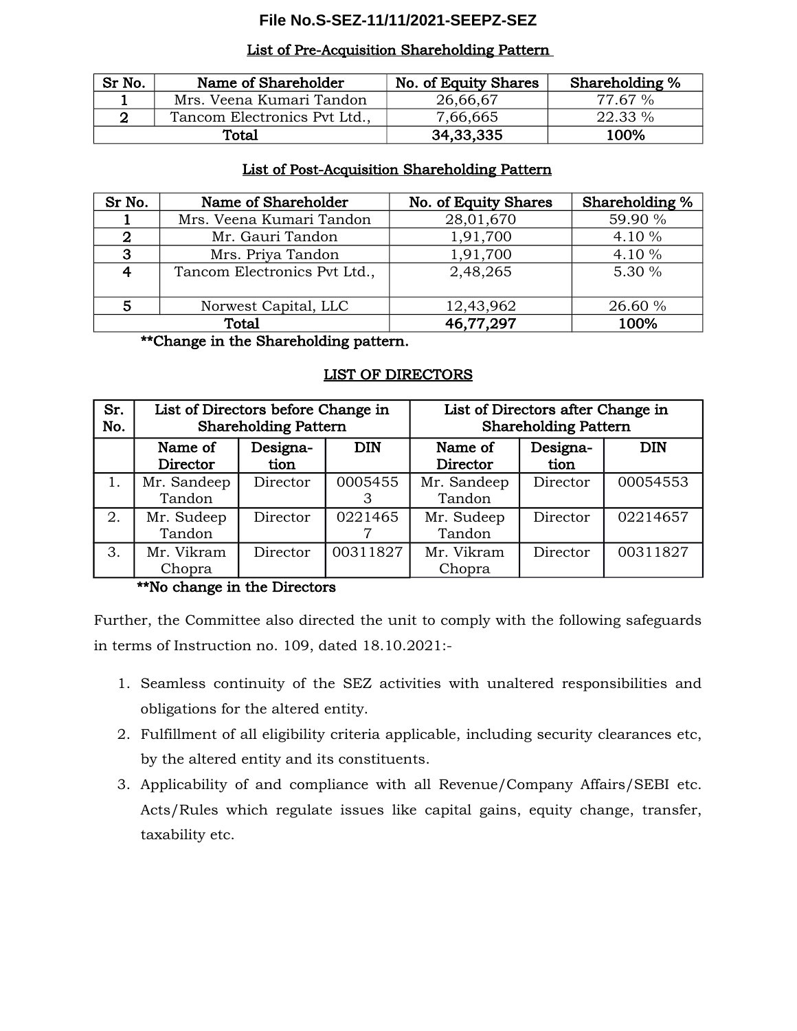**File No.S-SEZ-11/11/2021-SEEPZ-SEZ**

List of Pre-Acquisition Shareholding Pattern

| Sr No. | Name of Shareholder | No. of Equity Shares | Shareholding % |
|---|---|---|---|
| 1 | Mrs. Veena Kumari Tandon | 26,66,67 | 77.67 % |
| 2 | Tancom Electronics Pvt Ltd., | 7,66,665 | 22.33 % |
| Total | | 34,33,335 | 100% |

List of Post-Acquisition Shareholding Pattern

| Sr No. | Name of Shareholder | No. of Equity Shares | Shareholding % |
|---|---|---|---|
| 1 | Mrs. Veena Kumari Tandon | 28,01,670 | 59.90 % |
| 2 | Mr. Gauri Tandon | 1,91,700 | 4.10 % |
| 3 | Mrs. Priya Tandon | 1,91,700 | 4.10 % |
| 4 | Tancom Electronics Pvt Ltd., | 2,48,265 | 5.30 % |
| 5 | Norwest Capital, LLC | 12,43,962 | 26.60 % |
| Total | | 46,77,297 | 100% |

**Change in the Shareholding pattern.

LIST OF DIRECTORS

| Sr. No. | List of Directors before Change in Shareholding Pattern | | | List of Directors after Change in Shareholding Pattern | | |
|---|---|---|---|---|---|---|
| | Name of Director | Designation | DIN | Name of Director | Designation | DIN |
| 1. | Mr. Sandeep Tandon | Director | 00054553 | Mr. Sandeep Tandon | Director | 00054553 |
| 2. | Mr. Sudeep Tandon | Director | 02214657 | Mr. Sudeep Tandon | Director | 02214657 |
| 3. | Mr. Vikram Chopra | Director | 00311827 | Mr. Vikram Chopra | Director | 00311827 |

**No change in the Directors

Further, the Committee also directed the unit to comply with the following safeguards in terms of Instruction no. 109, dated 18.10.2021:-

1. Seamless continuity of the SEZ activities with unaltered responsibilities and obligations for the altered entity.
2. Fulfillment of all eligibility criteria applicable, including security clearances etc, by the altered entity and its constituents.
3. Applicability of and compliance with all Revenue/Company Affairs/SEBI etc. Acts/Rules which regulate issues like capital gains, equity change, transfer, taxability etc.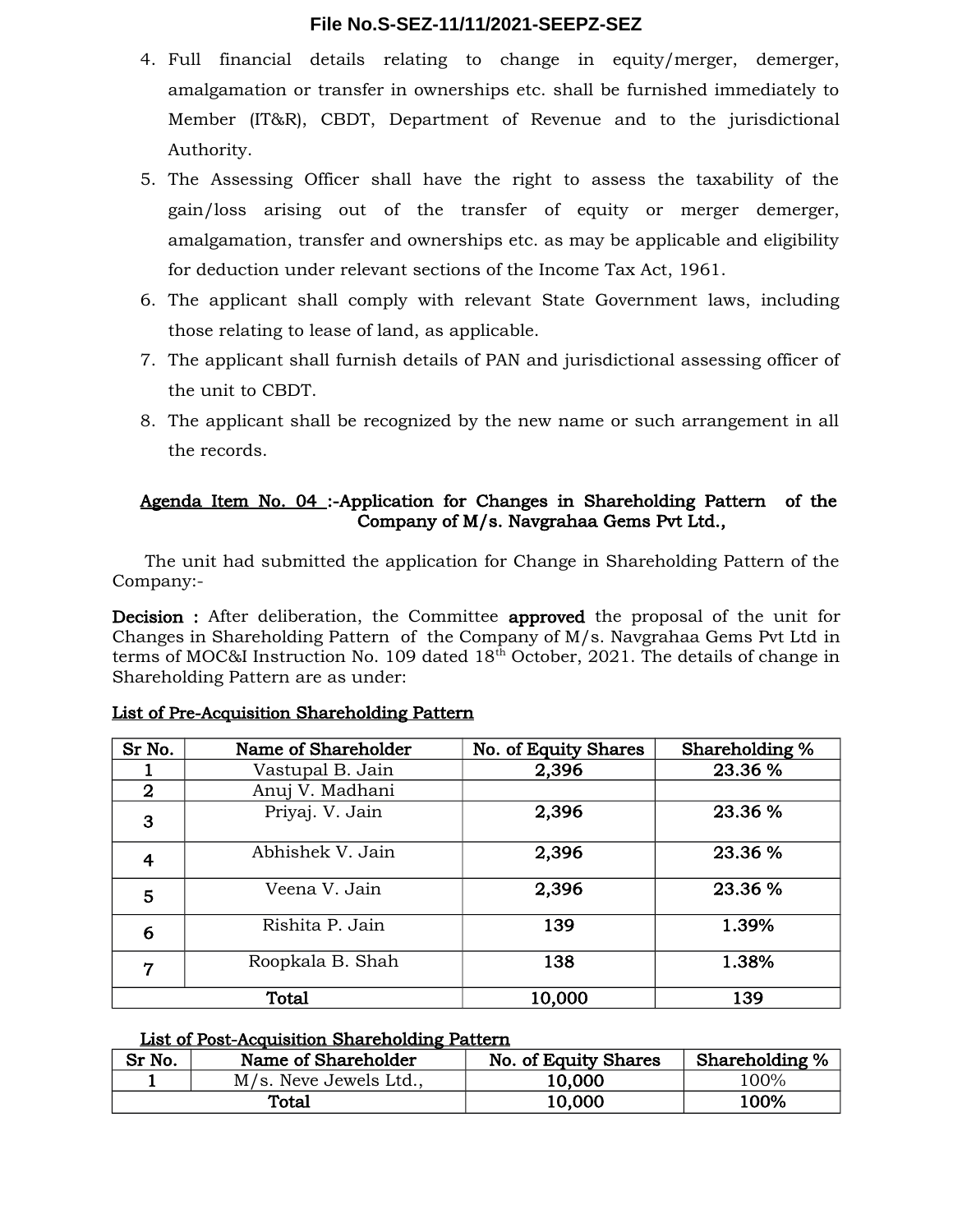4. Full financial details relating to change in equity/merger, demerger, amalgamation or transfer in ownerships etc. shall be furnished immediately to Member (IT&R), CBDT, Department of Revenue and to the jurisdictional Authority.
5. The Assessing Officer shall have the right to assess the taxability of the gain/loss arising out of the transfer of equity or merger demerger, amalgamation, transfer and ownerships etc. as may be applicable and eligibility for deduction under relevant sections of the Income Tax Act, 1961.
6. The applicant shall comply with relevant State Government laws, including those relating to lease of land, as applicable.
7. The applicant shall furnish details of PAN and jurisdictional assessing officer of the unit to CBDT.
8. The applicant shall be recognized by the new name or such arrangement in all the records.

**<u>Agenda Item No. 04</u> :-Application for Changes in Shareholding Pattern of the Company of M/s. Navgrahaa Gems Pvt Ltd.,**

The unit had submitted the application for Change in Shareholding Pattern of the Company:-

**Decision :** After deliberation, the Committee **approved** the proposal of the unit for Changes in Shareholding Pattern of the Company of M/s. Navgrahaa Gems Pvt Ltd in terms of MOC&I Instruction No. 109 dated 18th October, 2021. The details of change in Shareholding Pattern are as under:

**<u>List of Pre-Acquisition Shareholding Pattern</u>**

| Sr No. | Name of Shareholder | No. of Equity Shares | Shareholding % |
|---|---|---|---|
| 1 | Vastupal B. Jain | 2,396 | 23.36 % |
| 2 | Anuj V. Madhani | | |
| 3 | Priyaj. V. Jain | 2,396 | 23.36 % |
| 4 | Abhishek V. Jain | 2,396 | 23.36 % |
| 5 | Veena V. Jain | 2,396 | 23.36 % |
| 6 | Rishita P. Jain | 139 | 1.39% |
| 7 | Roopkala B. Shah | 138 | 1.38% |
| **Total** | | **10,000** | **139** |

**<u>List of Post-Acquisition Shareholding Pattern</u>**

| Sr No. | Name of Shareholder | No. of Equity Shares | Shareholding % |
|---|---|---|---|
| 1 | M/s. Neve Jewels Ltd., | 10,000 | 100% |
| **Total** | | **10,000** | **100%** |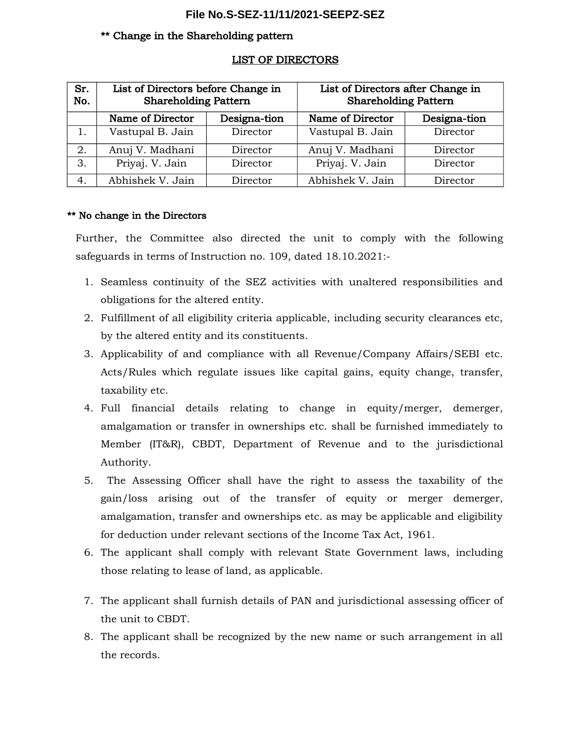**File No.S-SEZ-11/11/2021-SEEPZ-SEZ**

**\*\* Change in the Shareholding pattern**

**LIST OF DIRECTORS**

| Sr. No. | List of Directors before Change in Shareholding Pattern | | List of Directors after Change in Shareholding Pattern | |
|---|---|---|---|---|
| | Name of Director | Designa-tion | Name of Director | Designa-tion |
| 1. | Vastupal B. Jain | Director | Vastupal B. Jain | Director |
| 2. | Anuj V. Madhani | Director | Anuj V. Madhani | Director |
| 3. | Priyaj. V. Jain | Director | Priyaj. V. Jain | Director |
| 4. | Abhishek V. Jain | Director | Abhishek V. Jain | Director |

**\*\* No change in the Directors**

Further, the Committee also directed the unit to comply with the following safeguards in terms of Instruction no. 109, dated 18.10.2021:-

1. Seamless continuity of the SEZ activities with unaltered responsibilities and obligations for the altered entity.
2. Fulfillment of all eligibility criteria applicable, including security clearances etc, by the altered entity and its constituents.
3. Applicability of and compliance with all Revenue/Company Affairs/SEBI etc. Acts/Rules which regulate issues like capital gains, equity change, transfer, taxability etc.
4. Full financial details relating to change in equity/merger, demerger, amalgamation or transfer in ownerships etc. shall be furnished immediately to Member (IT&R), CBDT, Department of Revenue and to the jurisdictional Authority.
5. The Assessing Officer shall have the right to assess the taxability of the gain/loss arising out of the transfer of equity or merger demerger, amalgamation, transfer and ownerships etc. as may be applicable and eligibility for deduction under relevant sections of the Income Tax Act, 1961.
6. The applicant shall comply with relevant State Government laws, including those relating to lease of land, as applicable.
7. The applicant shall furnish details of PAN and jurisdictional assessing officer of the unit to CBDT.
8. The applicant shall be recognized by the new name or such arrangement in all the records.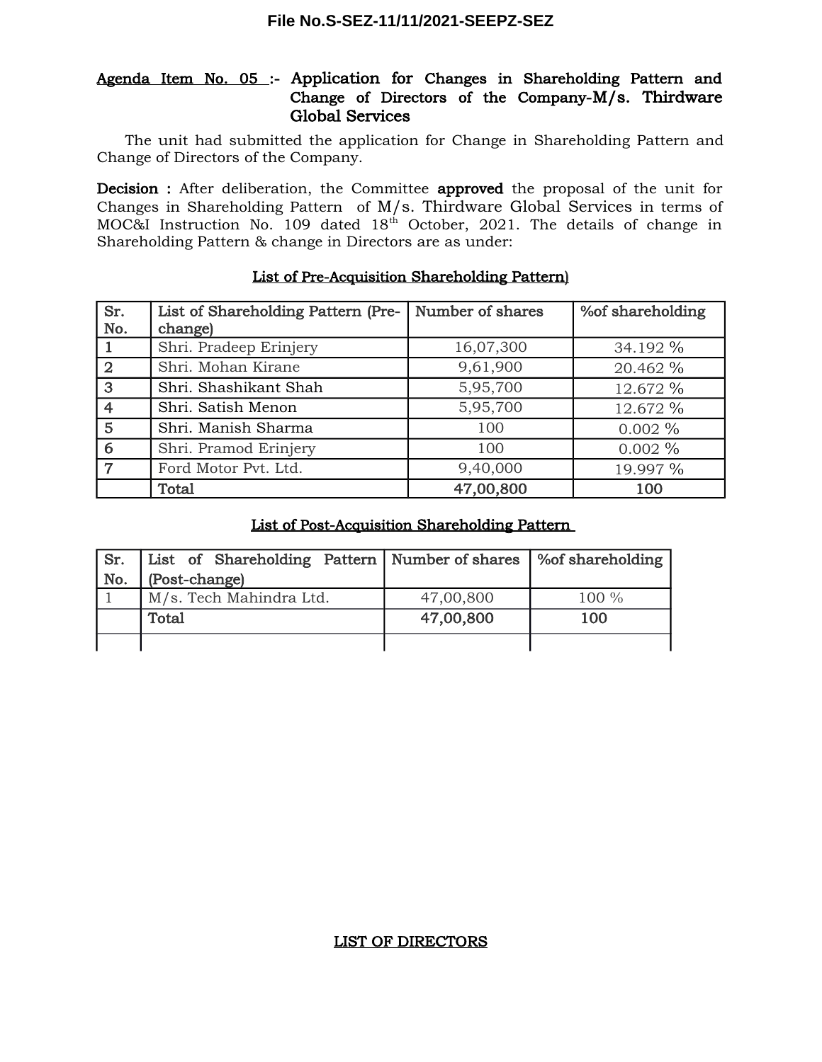**Agenda Item No. 05 :- Application for Changes in Shareholding Pattern and Change of Directors of the Company-M/s. Thirdware Global Services**

The unit had submitted the application for Change in Shareholding Pattern and Change of Directors of the Company.

**Decision :** After deliberation, the Committee **approved** the proposal of the unit for Changes in Shareholding Pattern of M/s. Thirdware Global Services in terms of MOC&I Instruction No. 109 dated 18th October, 2021. The details of change in Shareholding Pattern & change in Directors are as under:

**List of Pre-Acquisition Shareholding Pattern)**

| Sr. No. | List of Shareholding Pattern (Pre-change) | Number of shares | %of shareholding |
|---|---|---|---|
| 1 | Shri. Pradeep Erinjery | 16,07,300 | 34.192 % |
| 2 | Shri. Mohan Kirane | 9,61,900 | 20.462 % |
| 3 | Shri. Shashikant Shah | 5,95,700 | 12.672 % |
| 4 | Shri. Satish Menon | 5,95,700 | 12.672 % |
| 5 | Shri. Manish Sharma | 100 | 0.002 % |
| 6 | Shri. Pramod Erinjery | 100 | 0.002 % |
| 7 | Ford Motor Pvt. Ltd. | 9,40,000 | 19.997 % |
| | Total | 47,00,800 | 100 |

**List of Post-Acquisition Shareholding Pattern**

| Sr. No. | List of Shareholding Pattern (Post-change) | Number of shares | %of shareholding |
|---|---|---|---|
| 1 | M/s. Tech Mahindra Ltd. | 47,00,800 | 100 % |
| | Total | 47,00,800 | 100 |
| | | | |

**LIST OF DIRECTORS**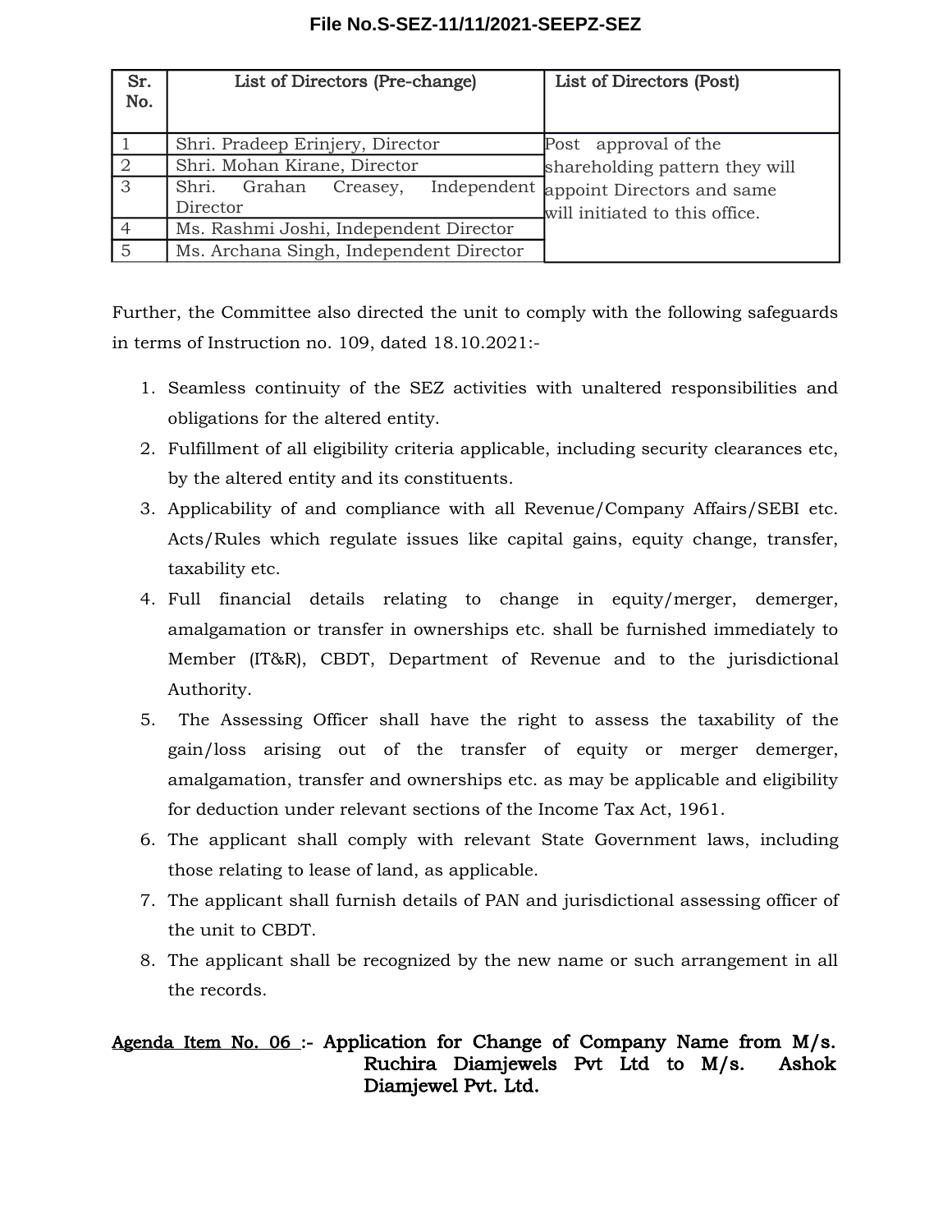| Sr. No. | List of Directors (Pre-change) | List of Directors (Post) |
|---|---|---|
| 1 | Shri. Pradeep Erinjery, Director | Post approval of the shareholding pattern they will appoint Directors and same will initiated to this office. |
| 2 | Shri. Mohan Kirane, Director | |
| 3 | Shri. Grahan Creasey, Independent Director | |
| 4 | Ms. Rashmi Joshi, Independent Director | |
| 5 | Ms. Archana Singh, Independent Director | |

Further, the Committee also directed the unit to comply with the following safeguards in terms of Instruction no. 109, dated 18.10.2021:-

1. Seamless continuity of the SEZ activities with unaltered responsibilities and obligations for the altered entity.
2. Fulfillment of all eligibility criteria applicable, including security clearances etc, by the altered entity and its constituents.
3. Applicability of and compliance with all Revenue/Company Affairs/SEBI etc. Acts/Rules which regulate issues like capital gains, equity change, transfer, taxability etc.
4. Full financial details relating to change in equity/merger, demerger, amalgamation or transfer in ownerships etc. shall be furnished immediately to Member (IT&R), CBDT, Department of Revenue and to the jurisdictional Authority.
5. The Assessing Officer shall have the right to assess the taxability of the gain/loss arising out of the transfer of equity or merger demerger, amalgamation, transfer and ownerships etc. as may be applicable and eligibility for deduction under relevant sections of the Income Tax Act, 1961.
6. The applicant shall comply with relevant State Government laws, including those relating to lease of land, as applicable.
7. The applicant shall furnish details of PAN and jurisdictional assessing officer of the unit to CBDT.
8. The applicant shall be recognized by the new name or such arrangement in all the records.

**Agenda Item No. 06 :- Application for Change of Company Name from M/s. Ruchira Diamjewels Pvt Ltd to M/s. Ashok Diamjewel Pvt. Ltd.**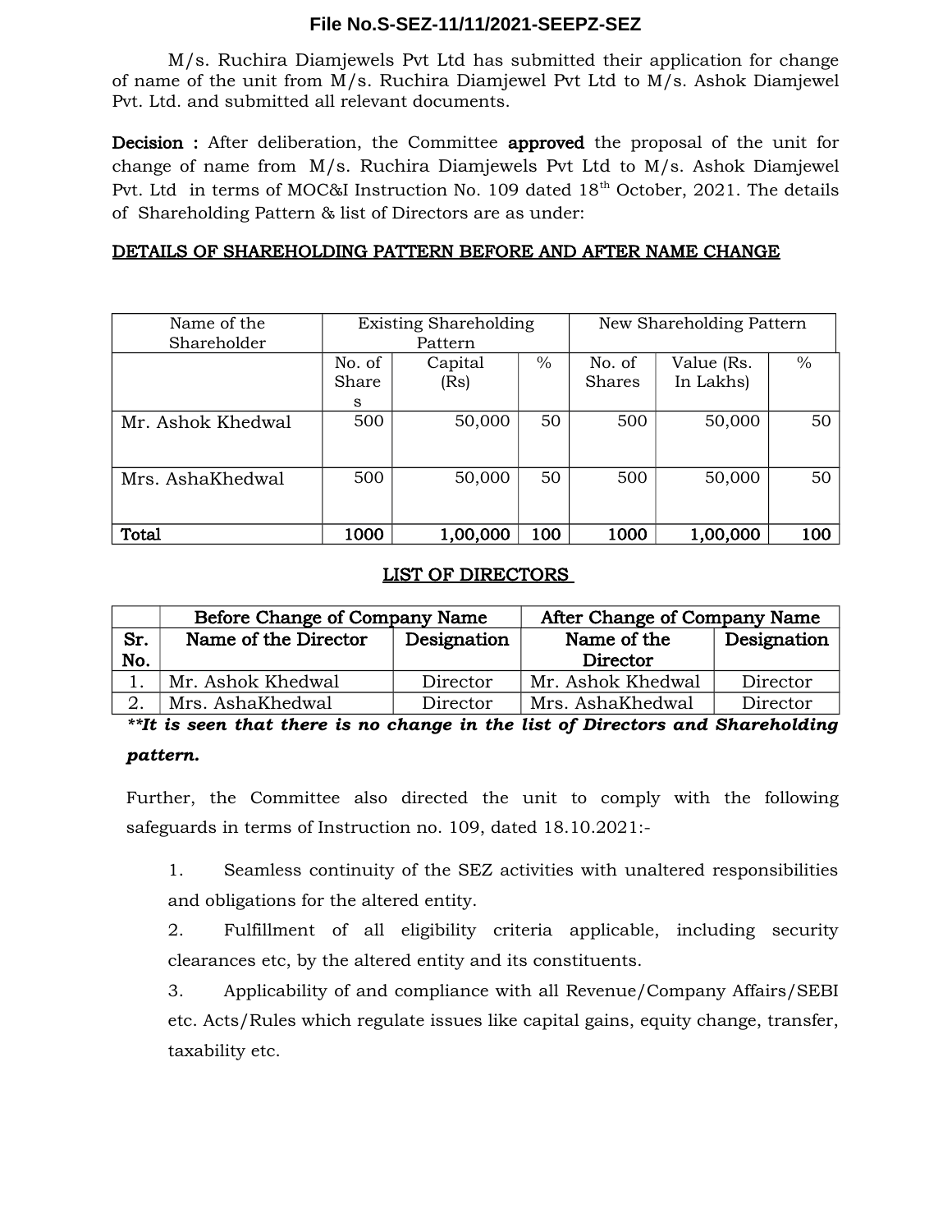**File No.S-SEZ-11/11/2021-SEEPZ-SEZ**

M/s. Ruchira Diamjewels Pvt Ltd has submitted their application for change of name of the unit from M/s. Ruchira Diamjewel Pvt Ltd to M/s. Ashok Diamjewel Pvt. Ltd. and submitted all relevant documents.

**Decision :** After deliberation, the Committee **approved** the proposal of the unit for change of name from M/s. Ruchira Diamjewels Pvt Ltd to M/s. Ashok Diamjewel Pvt. Ltd in terms of MOC&I Instruction No. 109 dated 18th October, 2021. The details of Shareholding Pattern & list of Directors are as under:

**DETAILS OF SHAREHOLDING PATTERN BEFORE AND AFTER NAME CHANGE**

| Name of the Shareholder | Existing Shareholding Pattern | | | New Shareholding Pattern | | |
|---|---|---|---|---|---|---|
| | No. of Shares | Capital (Rs) | % | No. of Shares | Value (Rs. In Lakhs) | % |
| Mr. Ashok Khedwal | 500 | 50,000 | 50 | 500 | 50,000 | 50 |
| Mrs. AshaKhedwal | 500 | 50,000 | 50 | 500 | 50,000 | 50 |
| **Total** | **1000** | **1,00,000** | **100** | **1000** | **1,00,000** | **100** |

**LIST OF DIRECTORS**

| | Before Change of Company Name | | After Change of Company Name | |
|---|---|---|---|---|
| **Sr. No.** | **Name of the Director** | **Designation** | **Name of the Director** | **Designation** |
| 1. | Mr. Ashok Khedwal | Director | Mr. Ashok Khedwal | Director |
| 2. | Mrs. AshaKhedwal | Director | Mrs. AshaKhedwal | Director |

***\*\*It is seen that there is no change in the list of Directors and Shareholding pattern.***

Further, the Committee also directed the unit to comply with the following safeguards in terms of Instruction no. 109, dated 18.10.2021:-

1. Seamless continuity of the SEZ activities with unaltered responsibilities and obligations for the altered entity.
2. Fulfillment of all eligibility criteria applicable, including security clearances etc, by the altered entity and its constituents.
3. Applicability of and compliance with all Revenue/Company Affairs/SEBI etc. Acts/Rules which regulate issues like capital gains, equity change, transfer, taxability etc.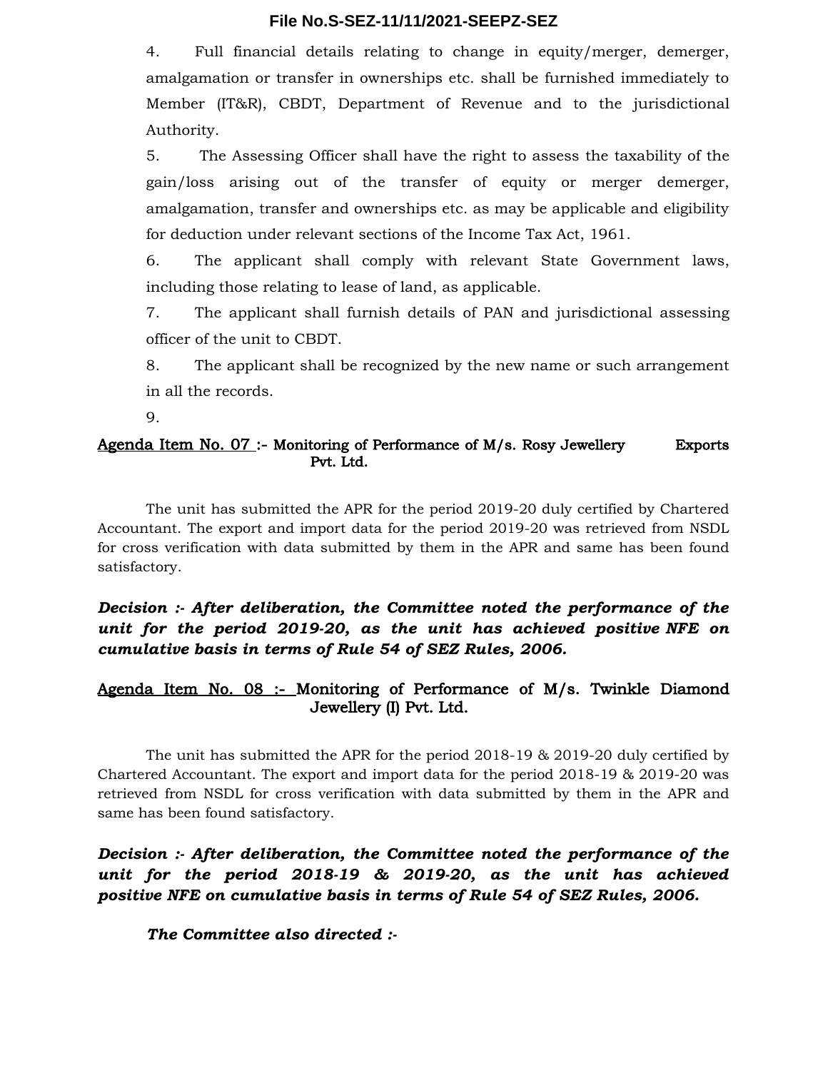4. Full financial details relating to change in equity/merger, demerger, amalgamation or transfer in ownerships etc. shall be furnished immediately to Member (IT&R), CBDT, Department of Revenue and to the jurisdictional Authority.

5. The Assessing Officer shall have the right to assess the taxability of the gain/loss arising out of the transfer of equity or merger demerger, amalgamation, transfer and ownerships etc. as may be applicable and eligibility for deduction under relevant sections of the Income Tax Act, 1961.

6. The applicant shall comply with relevant State Government laws, including those relating to lease of land, as applicable.

7. The applicant shall furnish details of PAN and jurisdictional assessing officer of the unit to CBDT.

8. The applicant shall be recognized by the new name or such arrangement in all the records.

9.

## Agenda Item No. 07 :- Monitoring of Performance of M/s. Rosy Jewellery Exports Pvt. Ltd.

The unit has submitted the APR for the period 2019-20 duly certified by Chartered Accountant. The export and import data for the period 2019-20 was retrieved from NSDL for cross verification with data submitted by them in the APR and same has been found satisfactory.

***Decision :- After deliberation, the Committee noted the performance of the unit for the period 2019-20, as the unit has achieved positive NFE on cumulative basis in terms of Rule 54 of SEZ Rules, 2006.***

## Agenda Item No. 08 :- Monitoring of Performance of M/s. Twinkle Diamond Jewellery (I) Pvt. Ltd.

The unit has submitted the APR for the period 2018-19 & 2019-20 duly certified by Chartered Accountant. The export and import data for the period 2018-19 & 2019-20 was retrieved from NSDL for cross verification with data submitted by them in the APR and same has been found satisfactory.

***Decision :- After deliberation, the Committee noted the performance of the unit for the period 2018-19 & 2019-20, as the unit has achieved positive NFE on cumulative basis in terms of Rule 54 of SEZ Rules, 2006.***

***The Committee also directed :-***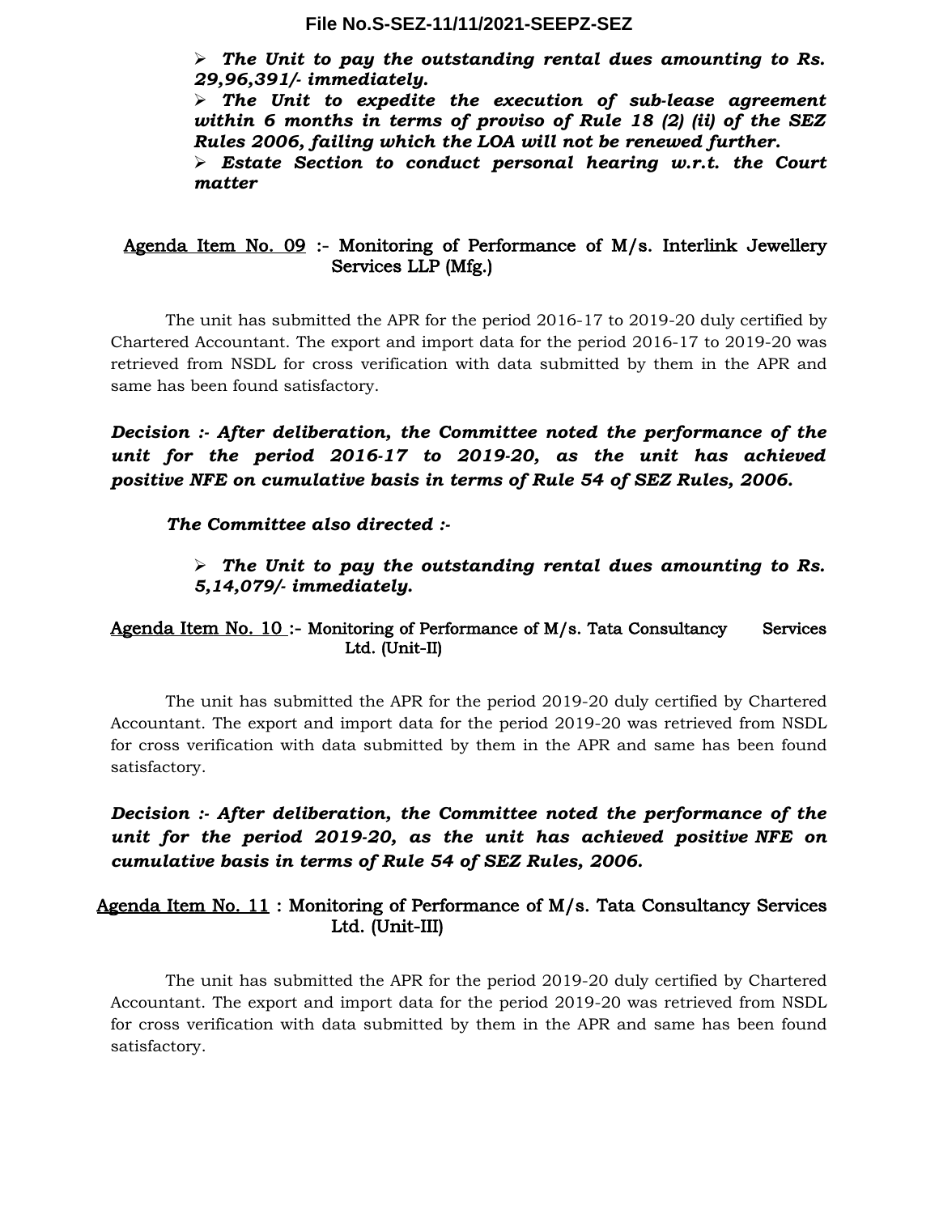- ***The Unit to pay the outstanding rental dues amounting to Rs. 29,96,391/- immediately.***
- ***The Unit to expedite the execution of sub-lease agreement within 6 months in terms of proviso of Rule 18 (2) (ii) of the SEZ Rules 2006, failing which the LOA will not be renewed further.***
- ***Estate Section to conduct personal hearing w.r.t. the Court matter***

**Agenda Item No. 09** :- Monitoring of Performance of M/s. Interlink Jewellery Services LLP (Mfg.)

The unit has submitted the APR for the period 2016-17 to 2019-20 duly certified by Chartered Accountant. The export and import data for the period 2016-17 to 2019-20 was retrieved from NSDL for cross verification with data submitted by them in the APR and same has been found satisfactory.

***Decision :- After deliberation, the Committee noted the performance of the unit for the period 2016-17 to 2019-20, as the unit has achieved positive NFE on cumulative basis in terms of Rule 54 of SEZ Rules, 2006.***

***The Committee also directed :-***

- ***The Unit to pay the outstanding rental dues amounting to Rs. 5,14,079/- immediately.***

**Agenda Item No. 10** :- Monitoring of Performance of M/s. Tata Consultancy Services Ltd. (Unit-II)

The unit has submitted the APR for the period 2019-20 duly certified by Chartered Accountant. The export and import data for the period 2019-20 was retrieved from NSDL for cross verification with data submitted by them in the APR and same has been found satisfactory.

***Decision :- After deliberation, the Committee noted the performance of the unit for the period 2019-20, as the unit has achieved positive NFE on cumulative basis in terms of Rule 54 of SEZ Rules, 2006.***

**Agenda Item No. 11** : Monitoring of Performance of M/s. Tata Consultancy Services Ltd. (Unit-III)

The unit has submitted the APR for the period 2019-20 duly certified by Chartered Accountant. The export and import data for the period 2019-20 was retrieved from NSDL for cross verification with data submitted by them in the APR and same has been found satisfactory.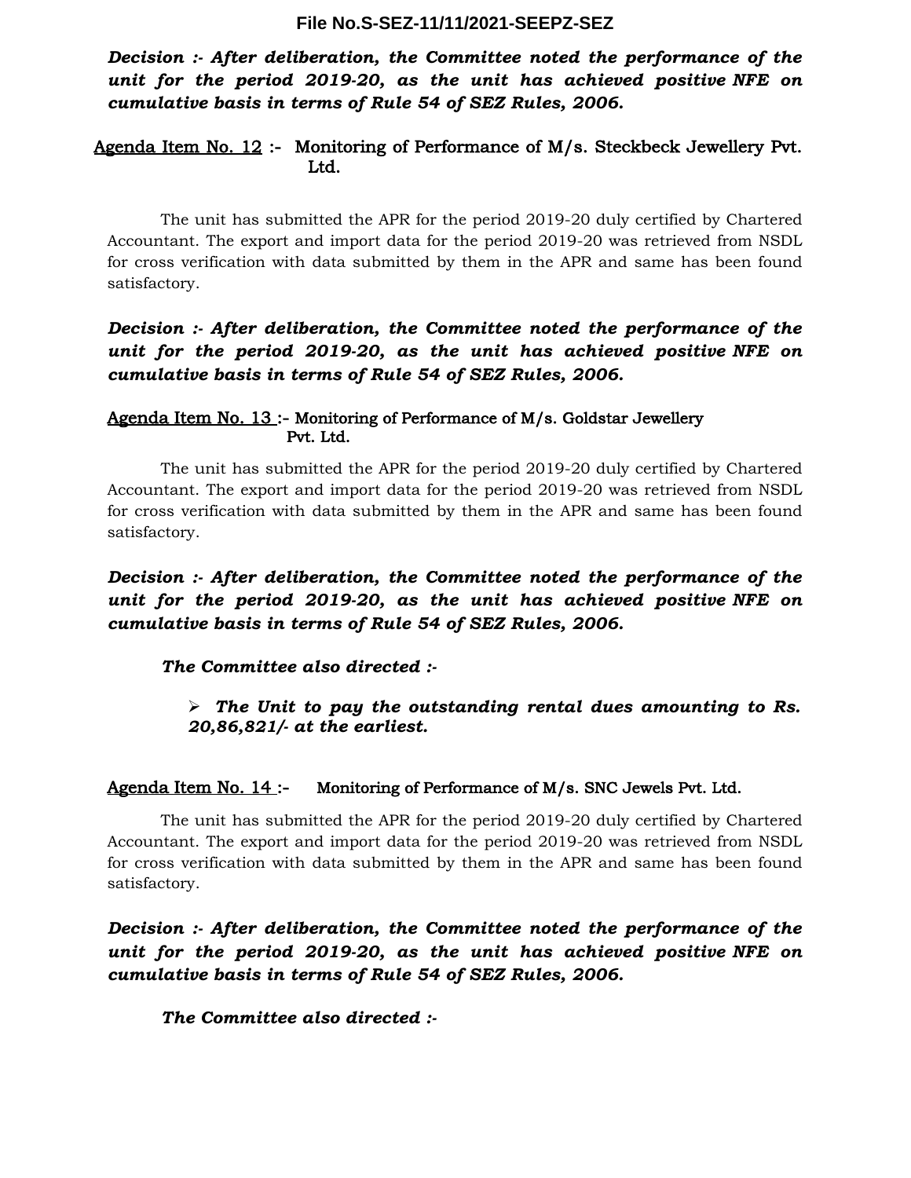***Decision :- After deliberation, the Committee noted the performance of the unit for the period 2019-20, as the unit has achieved positive NFE on cumulative basis in terms of Rule 54 of SEZ Rules, 2006.***

## Agenda Item No. 12 :- Monitoring of Performance of M/s. Steckbeck Jewellery Pvt. Ltd.

The unit has submitted the APR for the period 2019-20 duly certified by Chartered Accountant. The export and import data for the period 2019-20 was retrieved from NSDL for cross verification with data submitted by them in the APR and same has been found satisfactory.

***Decision :- After deliberation, the Committee noted the performance of the unit for the period 2019-20, as the unit has achieved positive NFE on cumulative basis in terms of Rule 54 of SEZ Rules, 2006.***

## Agenda Item No. 13 :- Monitoring of Performance of M/s. Goldstar Jewellery Pvt. Ltd.

The unit has submitted the APR for the period 2019-20 duly certified by Chartered Accountant. The export and import data for the period 2019-20 was retrieved from NSDL for cross verification with data submitted by them in the APR and same has been found satisfactory.

***Decision :- After deliberation, the Committee noted the performance of the unit for the period 2019-20, as the unit has achieved positive NFE on cumulative basis in terms of Rule 54 of SEZ Rules, 2006.***

***The Committee also directed :-***

- ***The Unit to pay the outstanding rental dues amounting to Rs. 20,86,821/- at the earliest.***

## Agenda Item No. 14 :- Monitoring of Performance of M/s. SNC Jewels Pvt. Ltd.

The unit has submitted the APR for the period 2019-20 duly certified by Chartered Accountant. The export and import data for the period 2019-20 was retrieved from NSDL for cross verification with data submitted by them in the APR and same has been found satisfactory.

***Decision :- After deliberation, the Committee noted the performance of the unit for the period 2019-20, as the unit has achieved positive NFE on cumulative basis in terms of Rule 54 of SEZ Rules, 2006.***

***The Committee also directed :-***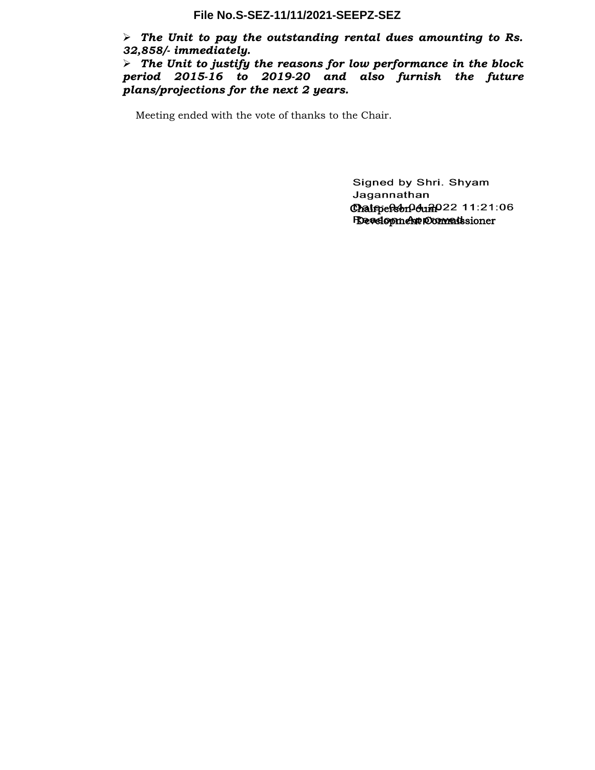- ***The Unit to pay the outstanding rental dues amounting to Rs. 32,858/- immediately.***
- ***The Unit to justify the reasons for low performance in the block period 2015-16 to 2019-20 and also furnish the future plans/projections for the next 2 years.***

Meeting ended with the vote of thanks to the Chair.

Signed by Shri. Shyam Jagannathan
Date: 04-04-2022 11:21:06
Reason: Approved

Chairperson-cum
Development Commissioner